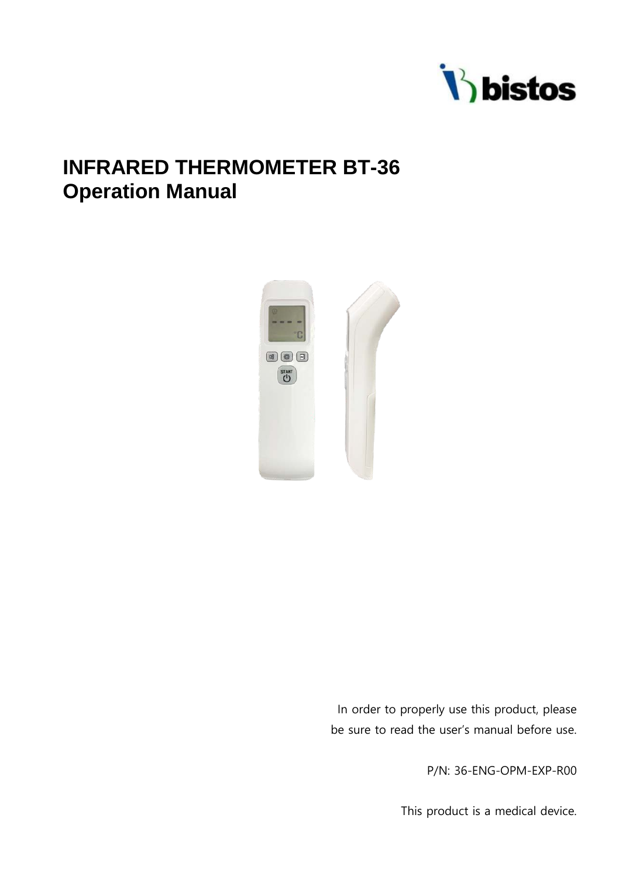bistos

# INFRARED THERMOMETER BT-36
# Operation Manual

In order to properly use this product, please be sure to read the user's manual before use.

P/N: 36-ENG-OPM-EXP-R00

This product is a medical device.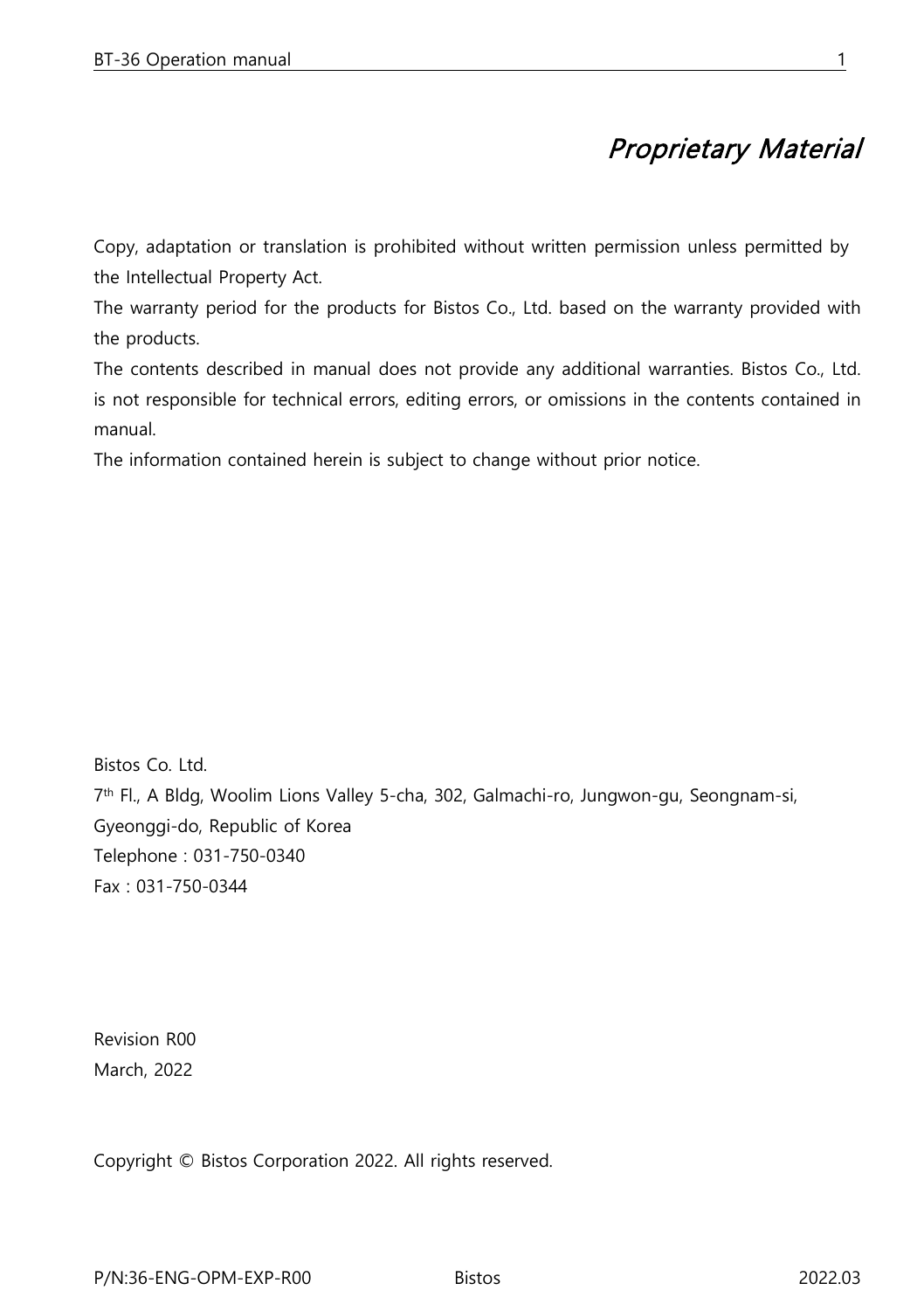# *Proprietary Material*

Copy, adaptation or translation is prohibited without written permission unless permitted by the Intellectual Property Act.

The warranty period for the products for Bistos Co., Ltd. based on the warranty provided with the products.

The contents described in manual does not provide any additional warranties. Bistos Co., Ltd. is not responsible for technical errors, editing errors, or omissions in the contents contained in manual.

The information contained herein is subject to change without prior notice.

Bistos Co. Ltd.

7th Fl., A Bldg, Woolim Lions Valley 5-cha, 302, Galmachi-ro, Jungwon-gu, Seongnam-si, Gyeonggi-do, Republic of Korea

Telephone : 031-750-0340

Fax : 031-750-0344

Revision R00

March, 2022

Copyright © Bistos Corporation 2022. All rights reserved.

P/N:36-ENG-OPM-EXP-R00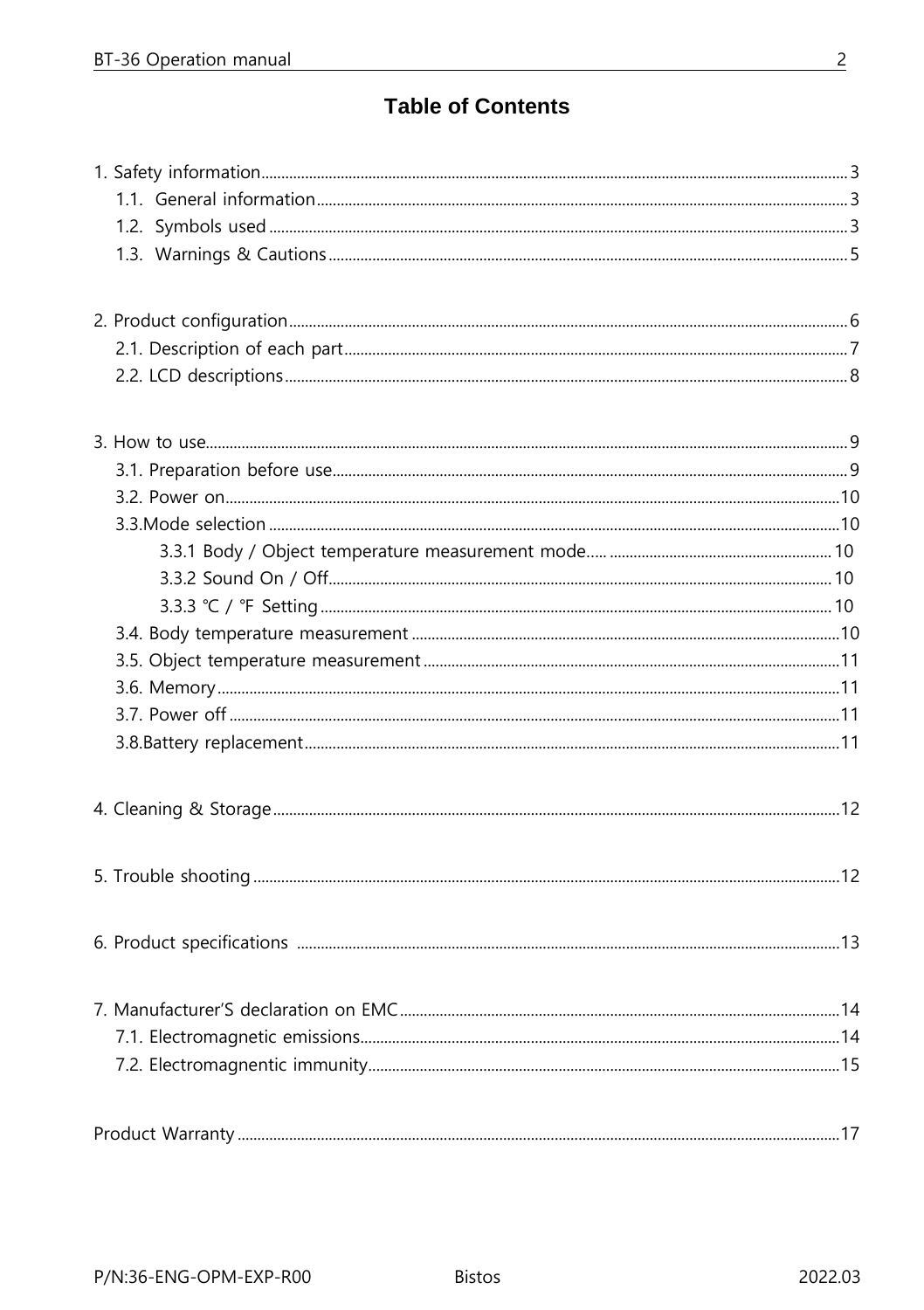# Table of Contents

1. Safety information ........ 3
   - 1.1. General information ........ 3
   - 1.2. Symbols used ........ 3
   - 1.3. Warnings & Cautions ........ 5

2. Product configuration ........ 6
   - 2.1. Description of each part ........ 7
   - 2.2. LCD descriptions ........ 8

3. How to use ........ 9
   - 3.1. Preparation before use ........ 9
   - 3.2. Power on ........ 10
   - 3.3.Mode selection ........ 10
     - 3.3.1 Body / Object temperature measurement mode ........ 10
     - 3.3.2 Sound On / Off ........ 10
     - 3.3.3 ℃ / ℉ Setting ........ 10
   - 3.4. Body temperature measurement ........ 10
   - 3.5. Object temperature measurement ........ 11
   - 3.6. Memory ........ 11
   - 3.7. Power off ........ 11
   - 3.8.Battery replacement ........ 11

4. Cleaning & Storage ........ 12

5. Trouble shooting ........ 12

6. Product specifications ........ 13

7. Manufacturer'S declaration on EMC ........ 14
   - 7.1. Electromagnetic emissions ........ 14
   - 7.2. Electromagnentic immunity ........ 15

Product Warranty ........ 17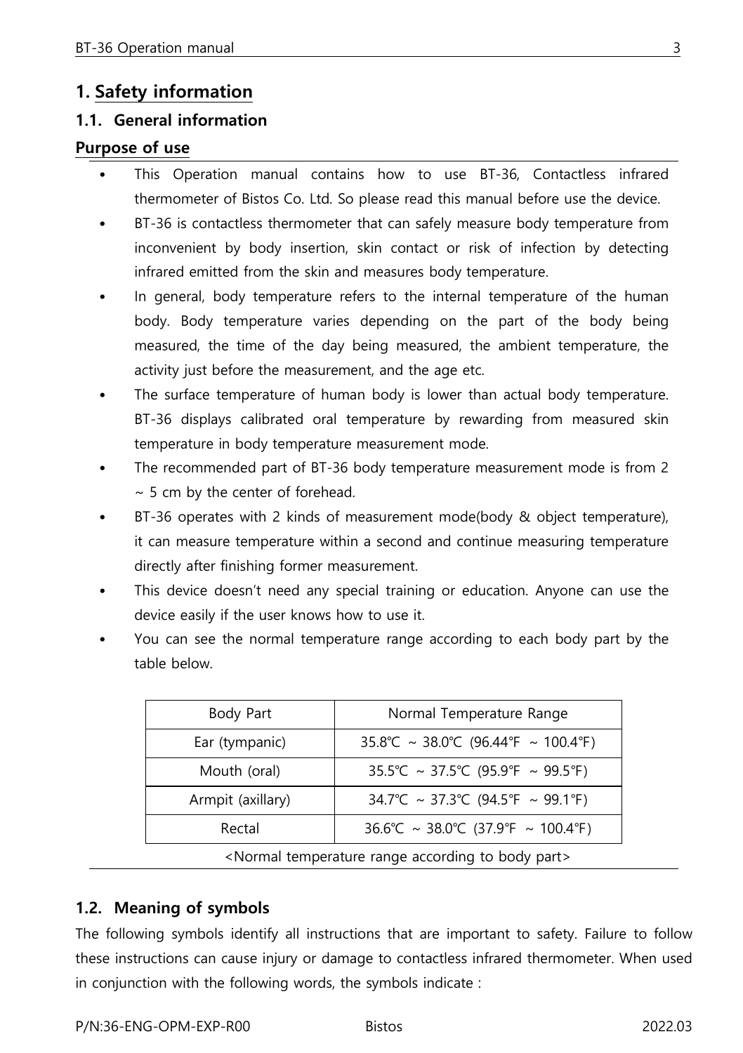# 1. Safety information

## 1.1. General information

### Purpose of use

- This Operation manual contains how to use BT-36, Contactless infrared thermometer of Bistos Co. Ltd. So please read this manual before use the device.
- BT-36 is contactless thermometer that can safely measure body temperature from inconvenient by body insertion, skin contact or risk of infection by detecting infrared emitted from the skin and measures body temperature.
- In general, body temperature refers to the internal temperature of the human body. Body temperature varies depending on the part of the body being measured, the time of the day being measured, the ambient temperature, the activity just before the measurement, and the age etc.
- The surface temperature of human body is lower than actual body temperature. BT-36 displays calibrated oral temperature by rewarding from measured skin temperature in body temperature measurement mode.
- The recommended part of BT-36 body temperature measurement mode is from 2 ~ 5 cm by the center of forehead.
- BT-36 operates with 2 kinds of measurement mode(body & object temperature), it can measure temperature within a second and continue measuring temperature directly after finishing former measurement.
- This device doesn't need any special training or education. Anyone can use the device easily if the user knows how to use it.
- You can see the normal temperature range according to each body part by the table below.

| Body Part | Normal Temperature Range |
|---|---|
| Ear (tympanic) | 35.8℃ ~ 38.0℃ (96.44℉ ~ 100.4℉) |
| Mouth (oral) | 35.5℃ ~ 37.5℃ (95.9℉ ~ 99.5℉) |
| Armpit (axillary) | 34.7℃ ~ 37.3℃ (94.5℉ ~ 99.1℉) |
| Rectal | 36.6℃ ~ 38.0℃ (37.9℉ ~ 100.4℉) |

<Normal temperature range according to body part>

## 1.2. Meaning of symbols

The following symbols identify all instructions that are important to safety. Failure to follow these instructions can cause injury or damage to contactless infrared thermometer. When used in conjunction with the following words, the symbols indicate :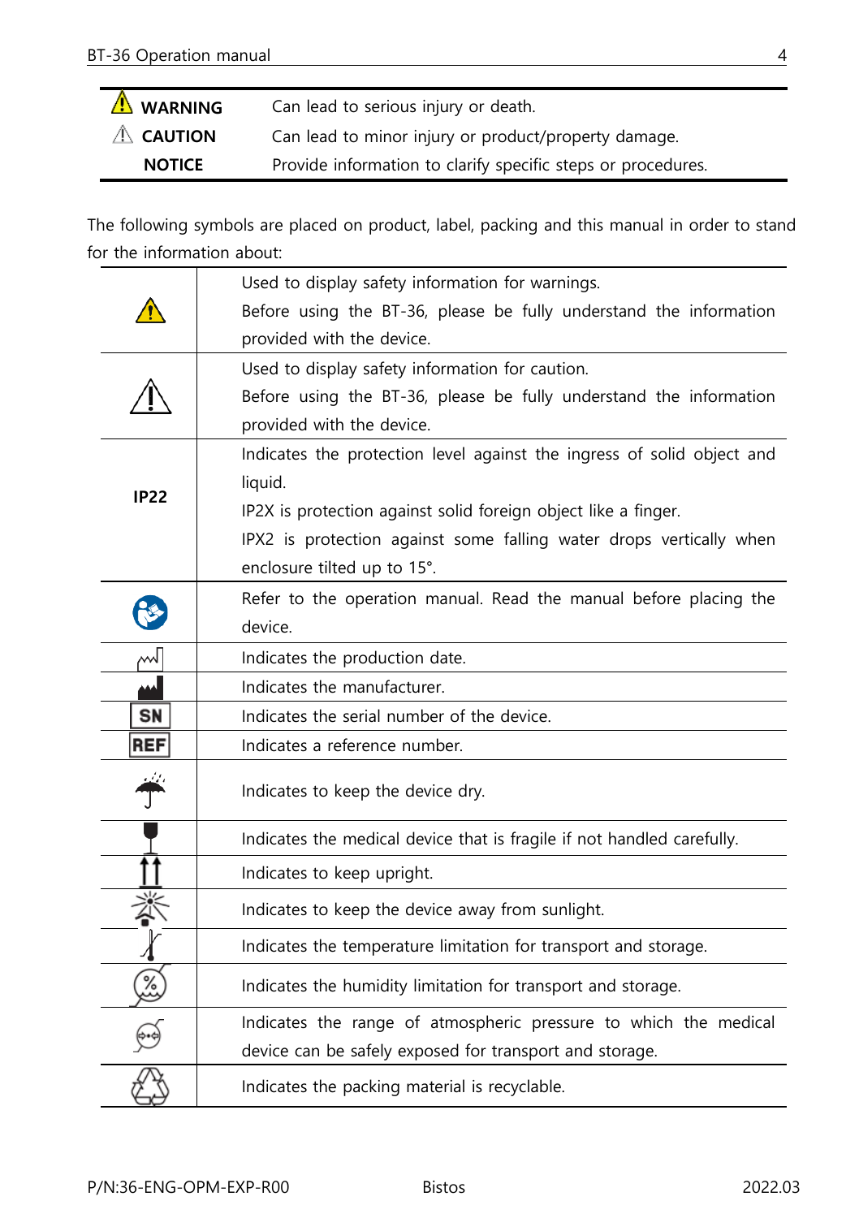| | |
|---|---|
| ⚠ **WARNING** | Can lead to serious injury or death. |
| ⚠ **CAUTION** | Can lead to minor injury or product/property damage. |
| **NOTICE** | Provide information to clarify specific steps or procedures. |

The following symbols are placed on product, label, packing and this manual in order to stand for the information about:

| Symbol | Description |
|---|---|
| ⚠ | Used to display safety information for warnings.<br>Before using the BT-36, please be fully understand the information provided with the device. |
| ⚠ | Used to display safety information for caution.<br>Before using the BT-36, please be fully understand the information provided with the device. |
| **IP22** | Indicates the protection level against the ingress of solid object and liquid.<br>IP2X is protection against solid foreign object like a finger.<br>IPX2 is protection against some falling water drops vertically when enclosure tilted up to 15°. |
| | Refer to the operation manual. Read the manual before placing the device. |
| | Indicates the production date. |
| | Indicates the manufacturer. |
| SN | Indicates the serial number of the device. |
| REF | Indicates a reference number. |
| | Indicates to keep the device dry. |
| | Indicates the medical device that is fragile if not handled carefully. |
| | Indicates to keep upright. |
| | Indicates to keep the device away from sunlight. |
| | Indicates the temperature limitation for transport and storage. |
| | Indicates the humidity limitation for transport and storage. |
| | Indicates the range of atmospheric pressure to which the medical device can be safely exposed for transport and storage. |
| | Indicates the packing material is recyclable. |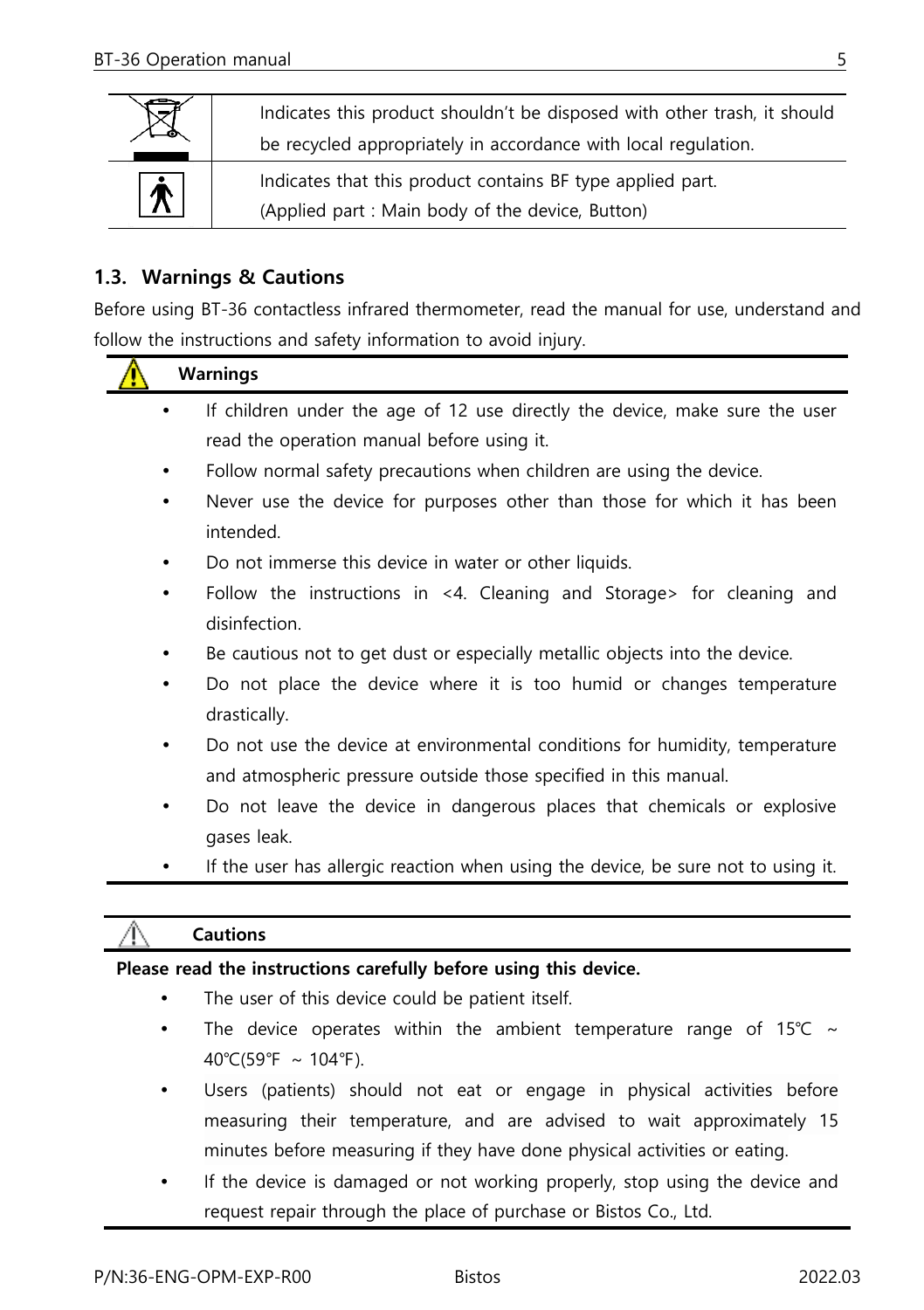| | |
|---|---|
| | Indicates this product shouldn't be disposed with other trash, it should be recycled appropriately in accordance with local regulation. |
| | Indicates that this product contains BF type applied part. (Applied part : Main body of the device, Button) |

### 1.3. Warnings & Cautions

Before using BT-36 contactless infrared thermometer, read the manual for use, understand and follow the instructions and safety information to avoid injury.

**Warnings**

- If children under the age of 12 use directly the device, make sure the user read the operation manual before using it.
- Follow normal safety precautions when children are using the device.
- Never use the device for purposes other than those for which it has been intended.
- Do not immerse this device in water or other liquids.
- Follow the instructions in <4. Cleaning and Storage> for cleaning and disinfection.
- Be cautious not to get dust or especially metallic objects into the device.
- Do not place the device where it is too humid or changes temperature drastically.
- Do not use the device at environmental conditions for humidity, temperature and atmospheric pressure outside those specified in this manual.
- Do not leave the device in dangerous places that chemicals or explosive gases leak.
- If the user has allergic reaction when using the device, be sure not to using it.

**Cautions**

**Please read the instructions carefully before using this device.**

- The user of this device could be patient itself.
- The device operates within the ambient temperature range of 15℃ ~ 40℃(59℉ ~ 104℉).
- Users (patients) should not eat or engage in physical activities before measuring their temperature, and are advised to wait approximately 15 minutes before measuring if they have done physical activities or eating.
- If the device is damaged or not working properly, stop using the device and request repair through the place of purchase or Bistos Co., Ltd.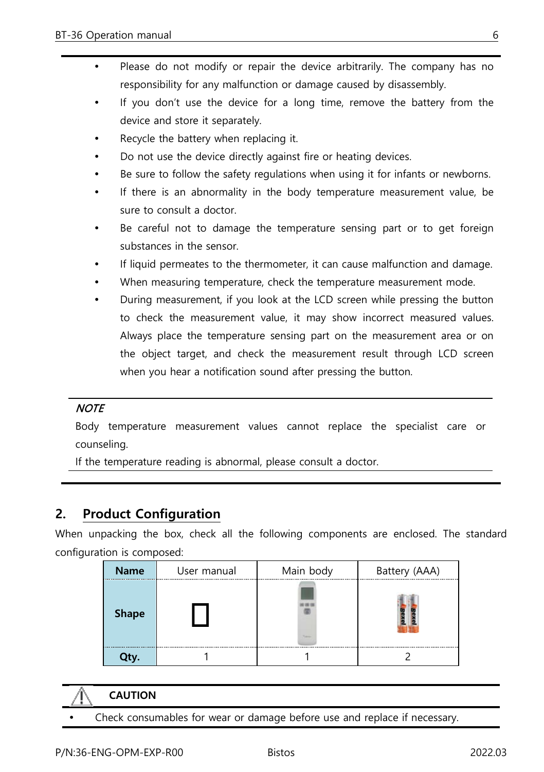- Please do not modify or repair the device arbitrarily. The company has no responsibility for any malfunction or damage caused by disassembly.
- If you don't use the device for a long time, remove the battery from the device and store it separately.
- Recycle the battery when replacing it.
- Do not use the device directly against fire or heating devices.
- Be sure to follow the safety regulations when using it for infants or newborns.
- If there is an abnormality in the body temperature measurement value, be sure to consult a doctor.
- Be careful not to damage the temperature sensing part or to get foreign substances in the sensor.
- If liquid permeates to the thermometer, it can cause malfunction and damage.
- When measuring temperature, check the temperature measurement mode.
- During measurement, if you look at the LCD screen while pressing the button to check the measurement value, it may show incorrect measured values. Always place the temperature sensing part on the measurement area or on the object target, and check the measurement result through LCD screen when you hear a notification sound after pressing the button.

*NOTE*

Body temperature measurement values cannot replace the specialist care or counseling.

If the temperature reading is abnormal, please consult a doctor.

## 2. Product Configuration

When unpacking the box, check all the following components are enclosed. The standard configuration is composed:

| **Name** | User manual | Main body | Battery (AAA) |
|---|---|---|---|
| **Shape** | | | |
| **Qty.** | 1 | 1 | 2 |

**CAUTION**

- Check consumables for wear or damage before use and replace if necessary.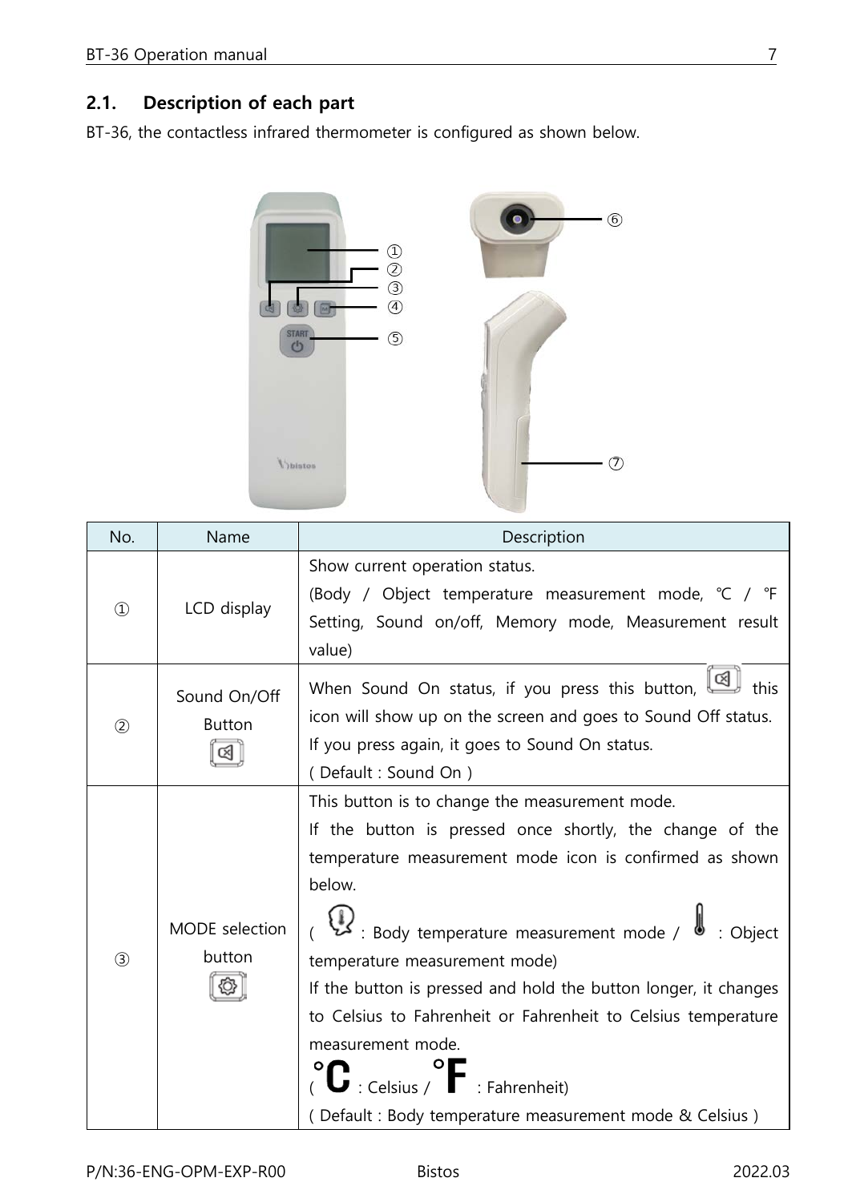## 2.1. Description of each part

BT-36, the contactless infrared thermometer is configured as shown below.

| No. | Name | Description |
| --- | --- | --- |
| ① | LCD display | Show current operation status. (Body / Object temperature measurement mode, ℃ / ℉ Setting, Sound on/off, Memory mode, Measurement result value) |
| ② | Sound On/Off Button | When Sound On status, if you press this button, this icon will show up on the screen and goes to Sound Off status. If you press again, it goes to Sound On status. ( Default : Sound On ) |
| ③ | MODE selection button | This button is to change the measurement mode. If the button is pressed once shortly, the change of the temperature measurement mode icon is confirmed as shown below. ( : Body temperature measurement mode / : Object temperature measurement mode) If the button is pressed and hold the button longer, it changes to Celsius to Fahrenheit or Fahrenheit to Celsius temperature measurement mode. ( °C : Celsius / °F : Fahrenheit) ( Default : Body temperature measurement mode & Celsius ) |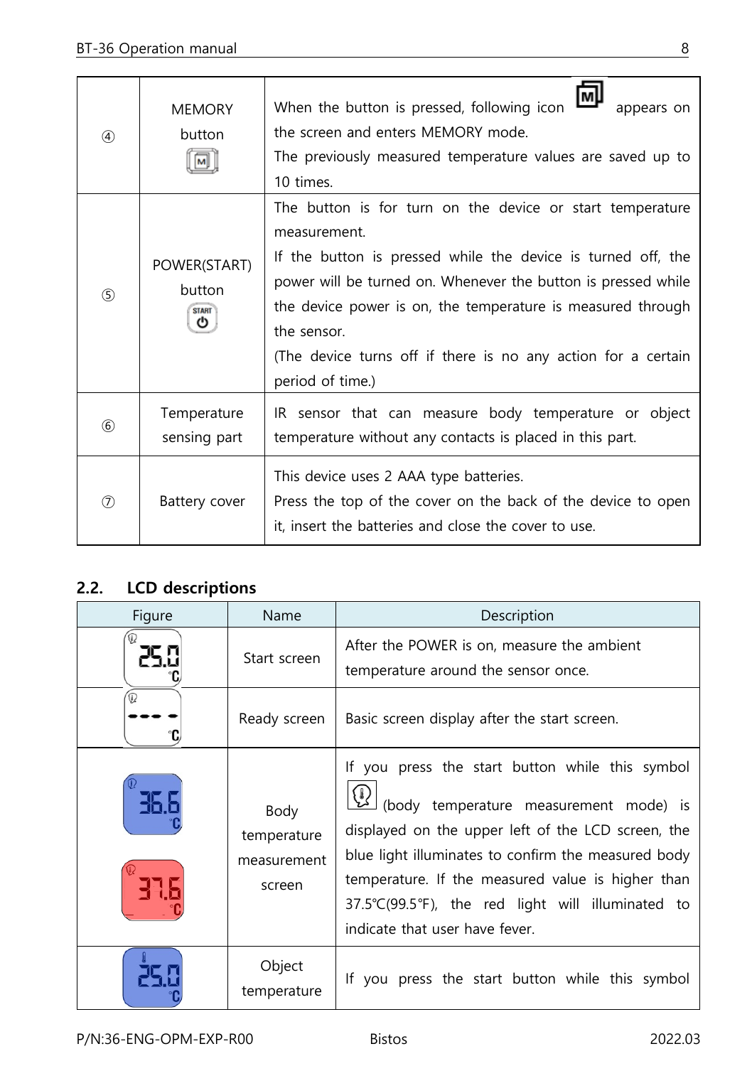| | | |
|---|---|---|
| ④ | MEMORY button | When the button is pressed, following icon appears on the screen and enters MEMORY mode.<br>The previously measured temperature values are saved up to 10 times. |
| ⑤ | POWER(START) button | The button is for turn on the device or start temperature measurement.<br>If the button is pressed while the device is turned off, the power will be turned on. Whenever the button is pressed while the device power is on, the temperature is measured through the sensor.<br>(The device turns off if there is no any action for a certain period of time.) |
| ⑥ | Temperature sensing part | IR sensor that can measure body temperature or object temperature without any contacts is placed in this part. |
| ⑦ | Battery cover | This device uses 2 AAA type batteries.<br>Press the top of the cover on the back of the device to open it, insert the batteries and close the cover to use. |

## 2.2. LCD descriptions

| Figure | Name | Description |
|---|---|---|
| | Start screen | After the POWER is on, measure the ambient temperature around the sensor once. |
| | Ready screen | Basic screen display after the start screen. |
| | Body temperature measurement screen | If you press the start button while this symbol (body temperature measurement mode) is displayed on the upper left of the LCD screen, the blue light illuminates to confirm the measured body temperature. If the measured value is higher than 37.5℃(99.5℉), the red light will illuminated to indicate that user have fever. |
| | Object temperature | If you press the start button while this symbol |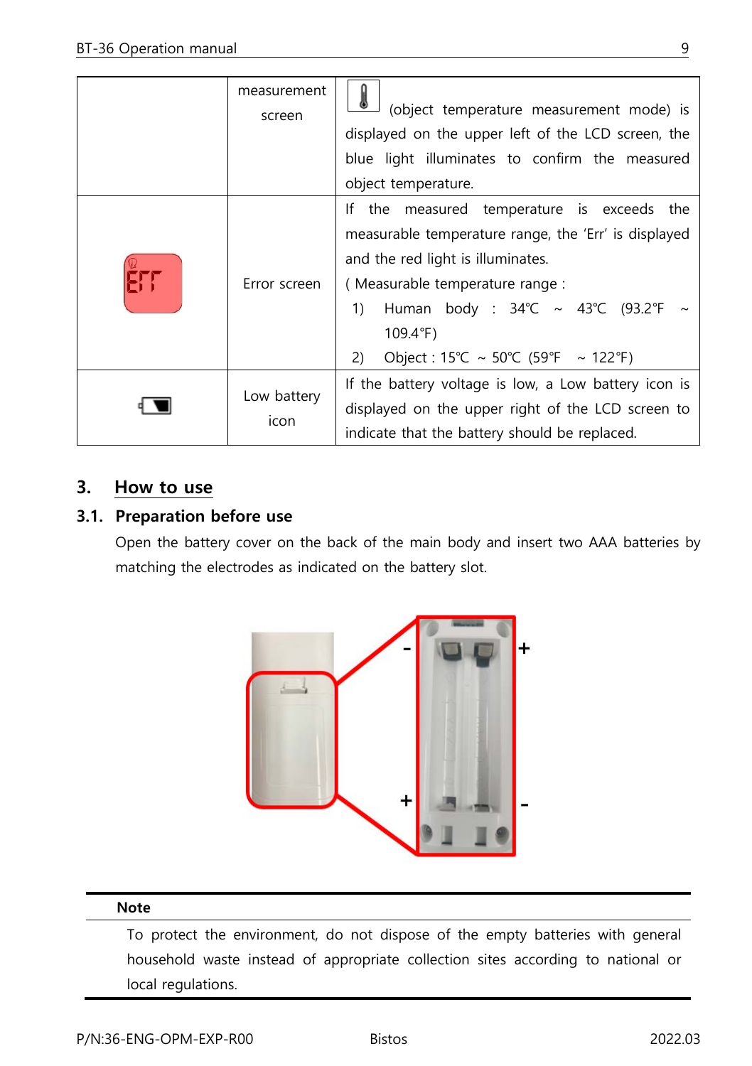| | | |
|---|---|---|
| | measurement screen | (object temperature measurement mode) is displayed on the upper left of the LCD screen, the blue light illuminates to confirm the measured object temperature. |
| | Error screen | If the measured temperature is exceeds the measurable temperature range, the 'Err' is displayed and the red light is illuminates.<br>( Measurable temperature range :<br>1) Human body : 34℃ ~ 43℃ (93.2℉ ~ 109.4℉)<br>2) Object : 15℃ ~ 50℃ (59℉ ~ 122℉) |
| | Low battery icon | If the battery voltage is low, a Low battery icon is displayed on the upper right of the LCD screen to indicate that the battery should be replaced. |

## 3. How to use

### 3.1. Preparation before use

Open the battery cover on the back of the main body and insert two AAA batteries by matching the electrodes as indicated on the battery slot.

**Note**

To protect the environment, do not dispose of the empty batteries with general household waste instead of appropriate collection sites according to national or local regulations.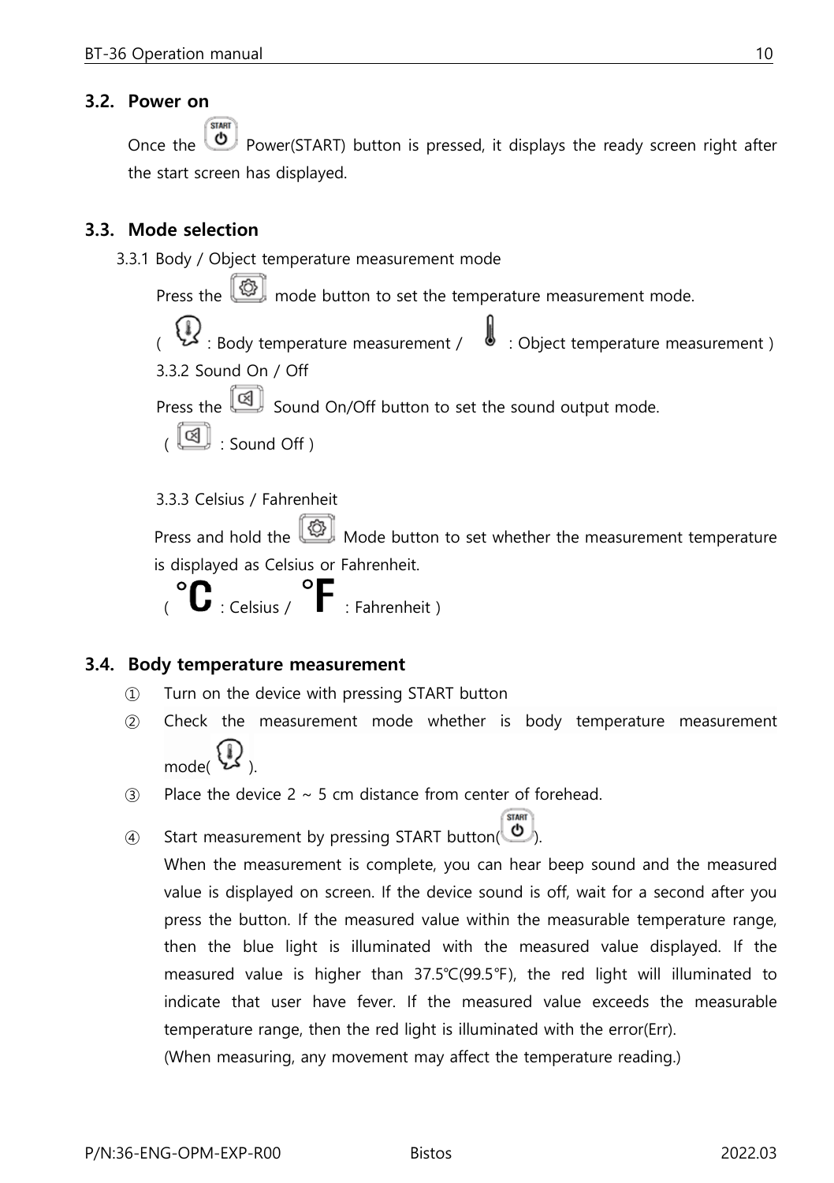## 3.2. Power on

Once the Power(START) button is pressed, it displays the ready screen right after the start screen has displayed.

## 3.3. Mode selection

3.3.1 Body / Object temperature measurement mode

Press the mode button to set the temperature measurement mode.

( : Body temperature measurement / : Object temperature measurement )

3.3.2 Sound On / Off

Press the Sound On/Off button to set the sound output mode.

( : Sound Off )

3.3.3 Celsius / Fahrenheit

Press and hold the Mode button to set whether the measurement temperature is displayed as Celsius or Fahrenheit.

( °C : Celsius / °F : Fahrenheit )

## 3.4. Body temperature measurement

① Turn on the device with pressing START button

② Check the measurement mode whether is body temperature measurement mode( ).

③ Place the device 2 ~ 5 cm distance from center of forehead.

④ Start measurement by pressing START button( ).
When the measurement is complete, you can hear beep sound and the measured value is displayed on screen. If the device sound is off, wait for a second after you press the button. If the measured value within the measurable temperature range, then the blue light is illuminated with the measured value displayed. If the measured value is higher than 37.5℃(99.5℉), the red light will illuminated to indicate that user have fever. If the measured value exceeds the measurable temperature range, then the red light is illuminated with the error(Err).
(When measuring, any movement may affect the temperature reading.)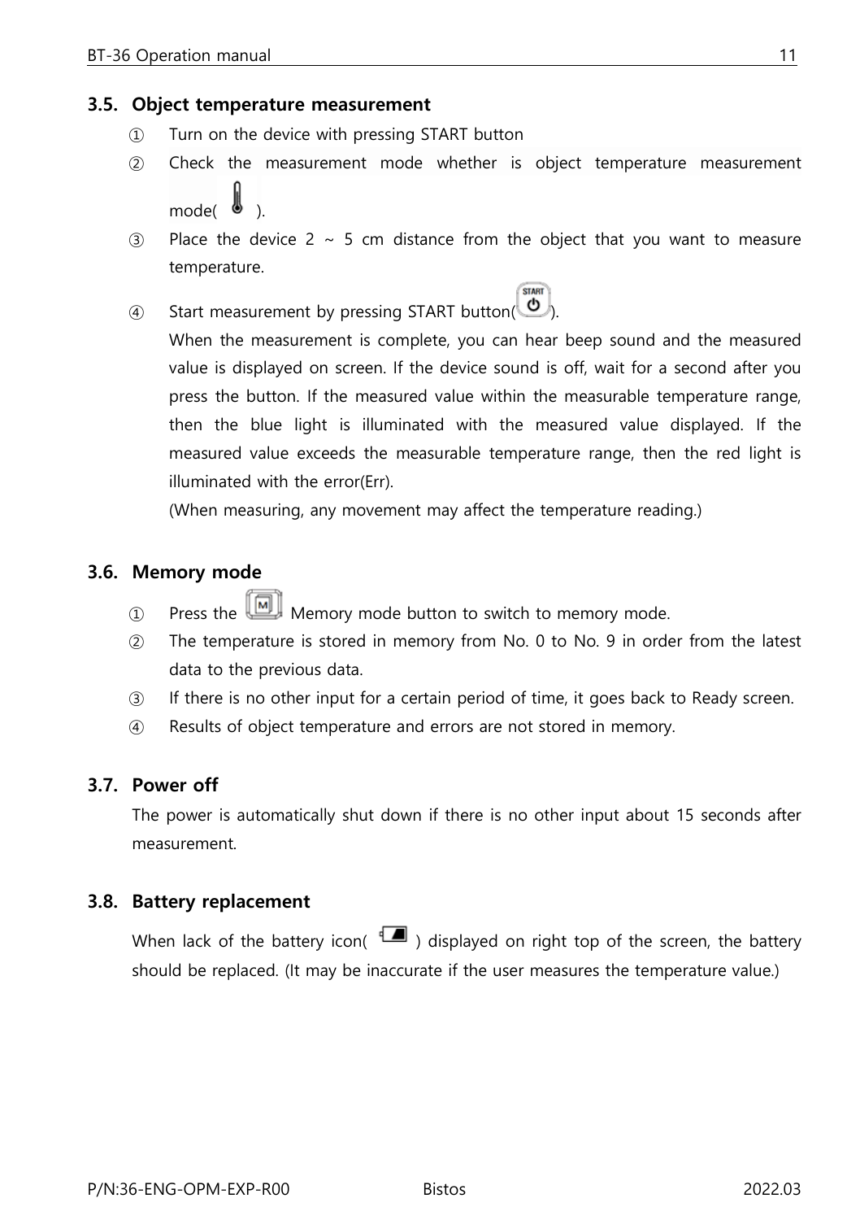### 3.5. Object temperature measurement

① Turn on the device with pressing START button

② Check the measurement mode whether is object temperature measurement mode( ).

③ Place the device 2 ~ 5 cm distance from the object that you want to measure temperature.

④ Start measurement by pressing START button( ).
When the measurement is complete, you can hear beep sound and the measured value is displayed on screen. If the device sound is off, wait for a second after you press the button. If the measured value within the measurable temperature range, then the blue light is illuminated with the measured value displayed. If the measured value exceeds the measurable temperature range, then the red light is illuminated with the error(Err).
(When measuring, any movement may affect the temperature reading.)

### 3.6. Memory mode

① Press the  Memory mode button to switch to memory mode.

② The temperature is stored in memory from No. 0 to No. 9 in order from the latest data to the previous data.

③ If there is no other input for a certain period of time, it goes back to Ready screen.

④ Results of object temperature and errors are not stored in memory.

### 3.7. Power off

The power is automatically shut down if there is no other input about 15 seconds after measurement.

### 3.8. Battery replacement

When lack of the battery icon( ) displayed on right top of the screen, the battery should be replaced. (It may be inaccurate if the user measures the temperature value.)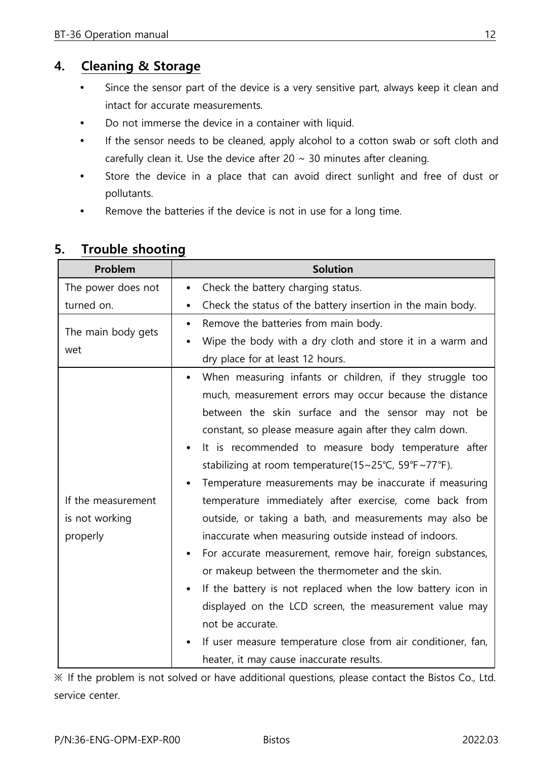## 4. Cleaning & Storage

- Since the sensor part of the device is a very sensitive part, always keep it clean and intact for accurate measurements.
- Do not immerse the device in a container with liquid.
- If the sensor needs to be cleaned, apply alcohol to a cotton swab or soft cloth and carefully clean it. Use the device after 20 ~ 30 minutes after cleaning.
- Store the device in a place that can avoid direct sunlight and free of dust or pollutants.
- Remove the batteries if the device is not in use for a long time.

## 5. Trouble shooting

| Problem | Solution |
|---|---|
| The power does not turned on. | • Check the battery charging status.<br>• Check the status of the battery insertion in the main body. |
| The main body gets wet | • Remove the batteries from main body.<br>• Wipe the body with a dry cloth and store it in a warm and dry place for at least 12 hours. |
| If the measurement is not working properly | • When measuring infants or children, if they struggle too much, measurement errors may occur because the distance between the skin surface and the sensor may not be constant, so please measure again after they calm down.<br>• It is recommended to measure body temperature after stabilizing at room temperature(15~25℃, 59℉~77℉).<br>• Temperature measurements may be inaccurate if measuring temperature immediately after exercise, come back from outside, or taking a bath, and measurements may also be inaccurate when measuring outside instead of indoors.<br>• For accurate measurement, remove hair, foreign substances, or makeup between the thermometer and the skin.<br>• If the battery is not replaced when the low battery icon in displayed on the LCD screen, the measurement value may not be accurate.<br>• If user measure temperature close from air conditioner, fan, heater, it may cause inaccurate results. |

※ If the problem is not solved or have additional questions, please contact the Bistos Co., Ltd. service center.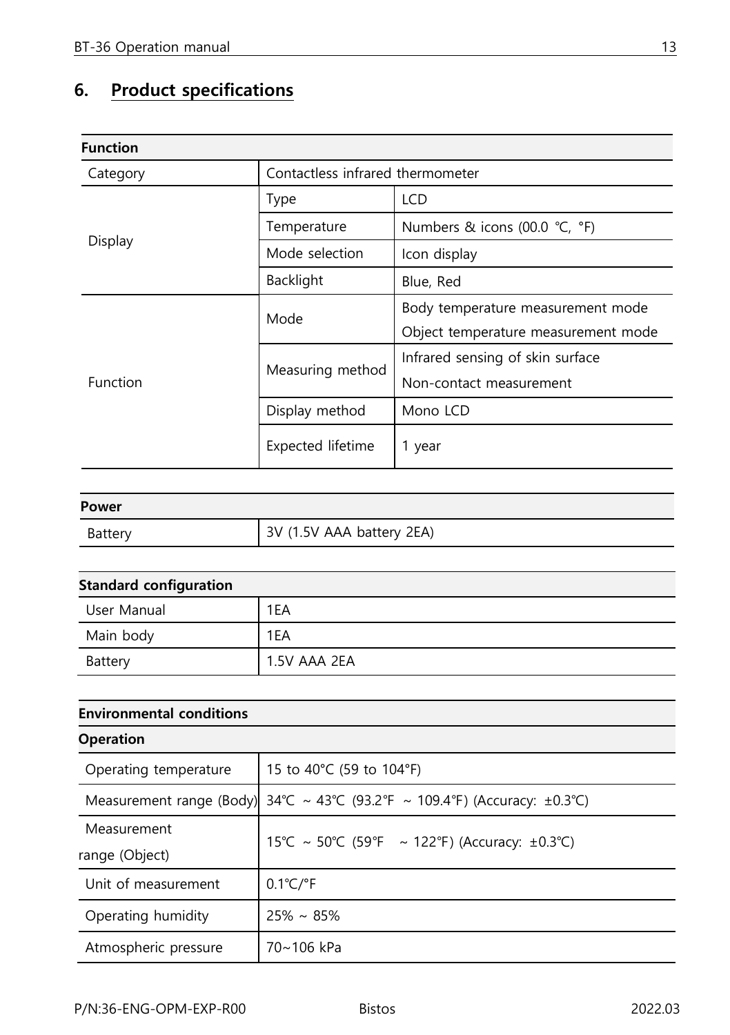## 6. Product specifications

| Function | | |
|---|---|---|
| Category | Contactless infrared thermometer | |
| Display | Type | LCD |
| | Temperature | Numbers & icons (00.0 ℃, °F) |
| | Mode selection | Icon display |
| | Backlight | Blue, Red |
| Function | Mode | Body temperature measurement mode<br>Object temperature measurement mode |
| | Measuring method | Infrared sensing of skin surface<br>Non-contact measurement |
| | Display method | Mono LCD |
| | Expected lifetime | 1 year |

| Power | |
|---|---|
| Battery | 3V (1.5V AAA battery 2EA) |

| Standard configuration | |
|---|---|
| User Manual | 1EA |
| Main body | 1EA |
| Battery | 1.5V AAA 2EA |

| Environmental conditions | |
|---|---|
| **Operation** | |
| Operating temperature | 15 to 40°C (59 to 104°F) |
| Measurement range (Body) | 34℃ ~ 43℃ (93.2℉ ~ 109.4℉) (Accuracy: ±0.3℃) |
| Measurement range (Object) | 15℃ ~ 50℃ (59℉ ~ 122℉) (Accuracy: ±0.3℃) |
| Unit of measurement | 0.1℃/℉ |
| Operating humidity | 25% ~ 85% |
| Atmospheric pressure | 70~106 kPa |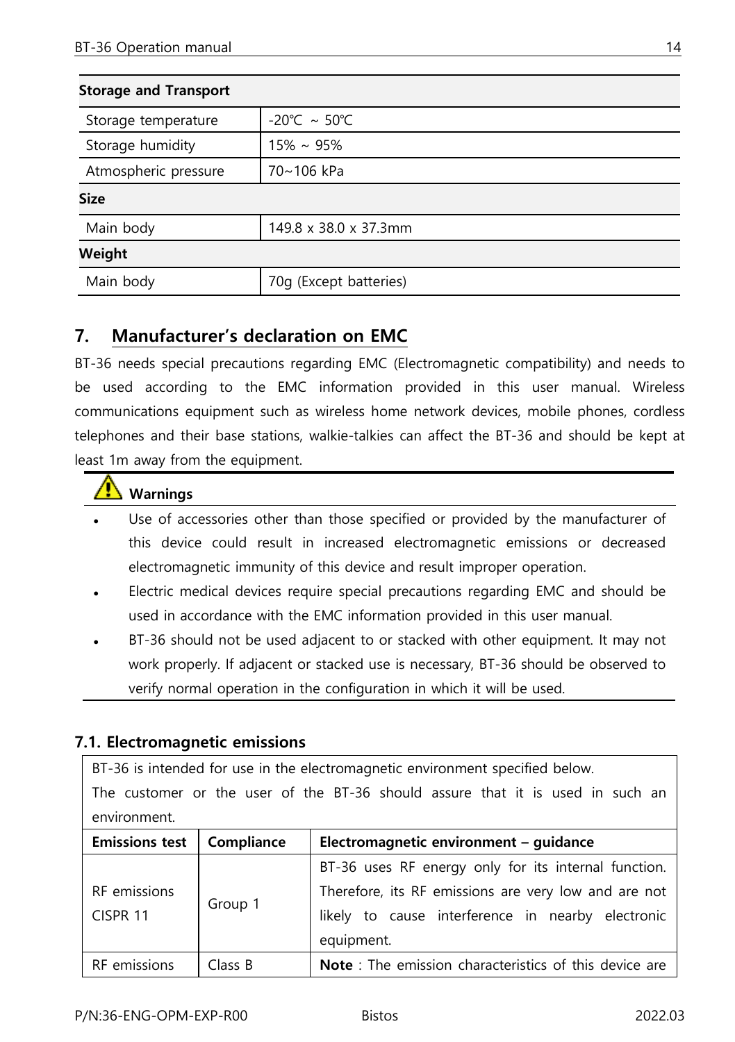| Storage and Transport | |
|---|---|
| Storage temperature | -20℃ ~ 50℃ |
| Storage humidity | 15% ~ 95% |
| Atmospheric pressure | 70~106 kPa |
| **Size** | |
| Main body | 149.8 x 38.0 x 37.3mm |
| **Weight** | |
| Main body | 70g (Except batteries) |

## 7. Manufacturer's declaration on EMC

BT-36 needs special precautions regarding EMC (Electromagnetic compatibility) and needs to be used according to the EMC information provided in this user manual. Wireless communications equipment such as wireless home network devices, mobile phones, cordless telephones and their base stations, walkie-talkies can affect the BT-36 and should be kept at least 1m away from the equipment.

**Warnings**

- Use of accessories other than those specified or provided by the manufacturer of this device could result in increased electromagnetic emissions or decreased electromagnetic immunity of this device and result improper operation.
- Electric medical devices require special precautions regarding EMC and should be used in accordance with the EMC information provided in this user manual.
- BT-36 should not be used adjacent to or stacked with other equipment. It may not work properly. If adjacent or stacked use is necessary, BT-36 should be observed to verify normal operation in the configuration in which it will be used.

### 7.1. Electromagnetic emissions

BT-36 is intended for use in the electromagnetic environment specified below.
The customer or the user of the BT-36 should assure that it is used in such an environment.

| Emissions test | Compliance | Electromagnetic environment – guidance |
|---|---|---|
| RF emissions CISPR 11 | Group 1 | BT-36 uses RF energy only for its internal function. Therefore, its RF emissions are very low and are not likely to cause interference in nearby electronic equipment. |
| RF emissions | Class B | **Note** : The emission characteristics of this device are |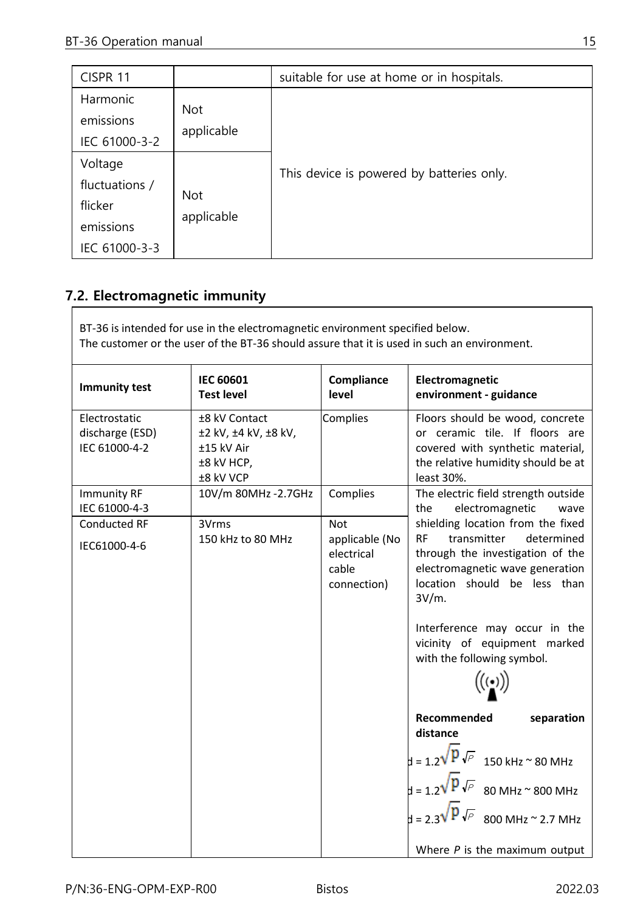| CISPR 11 | | suitable for use at home or in hospitals. |
|---|---|---|
| Harmonic emissions IEC 61000-3-2 | Not applicable | This device is powered by batteries only. |
| Voltage fluctuations / flicker emissions IEC 61000-3-3 | Not applicable | |

## 7.2. Electromagnetic immunity

BT-36 is intended for use in the electromagnetic environment specified below.
The customer or the user of the BT-36 should assure that it is used in such an environment.

| Immunity test | IEC 60601 Test level | Compliance level | Electromagnetic environment - guidance |
|---|---|---|---|
| Electrostatic discharge (ESD) IEC 61000-4-2 | ±8 kV Contact<br>±2 kV, ±4 kV, ±8 kV,<br>±15 kV Air<br>±8 kV HCP,<br>±8 kV VCP | Complies | Floors should be wood, concrete or ceramic tile. If floors are covered with synthetic material, the relative humidity should be at least 30%. |
| Immunity RF IEC 61000-4-3 | 10V/m 80MHz -2.7GHz | Complies | The electric field strength outside the electromagnetic wave shielding location from the fixed RF transmitter determined through the investigation of the electromagnetic wave generation location should be less than 3V/m.<br><br>Interference may occur in the vicinity of equipment marked with the following symbol.<br><br>**Recommended separation distance**<br>$d = 1.2\sqrt{P}$ 150 kHz ~ 80 MHz<br>$d = 1.2\sqrt{P}$ 80 MHz ~ 800 MHz<br>$d = 2.3\sqrt{P}$ 800 MHz ~ 2.7 MHz<br><br>Where *P* is the maximum output |
| Conducted RF IEC61000-4-6 | 3Vrms<br>150 kHz to 80 MHz | Not applicable (No electrical cable connection) | |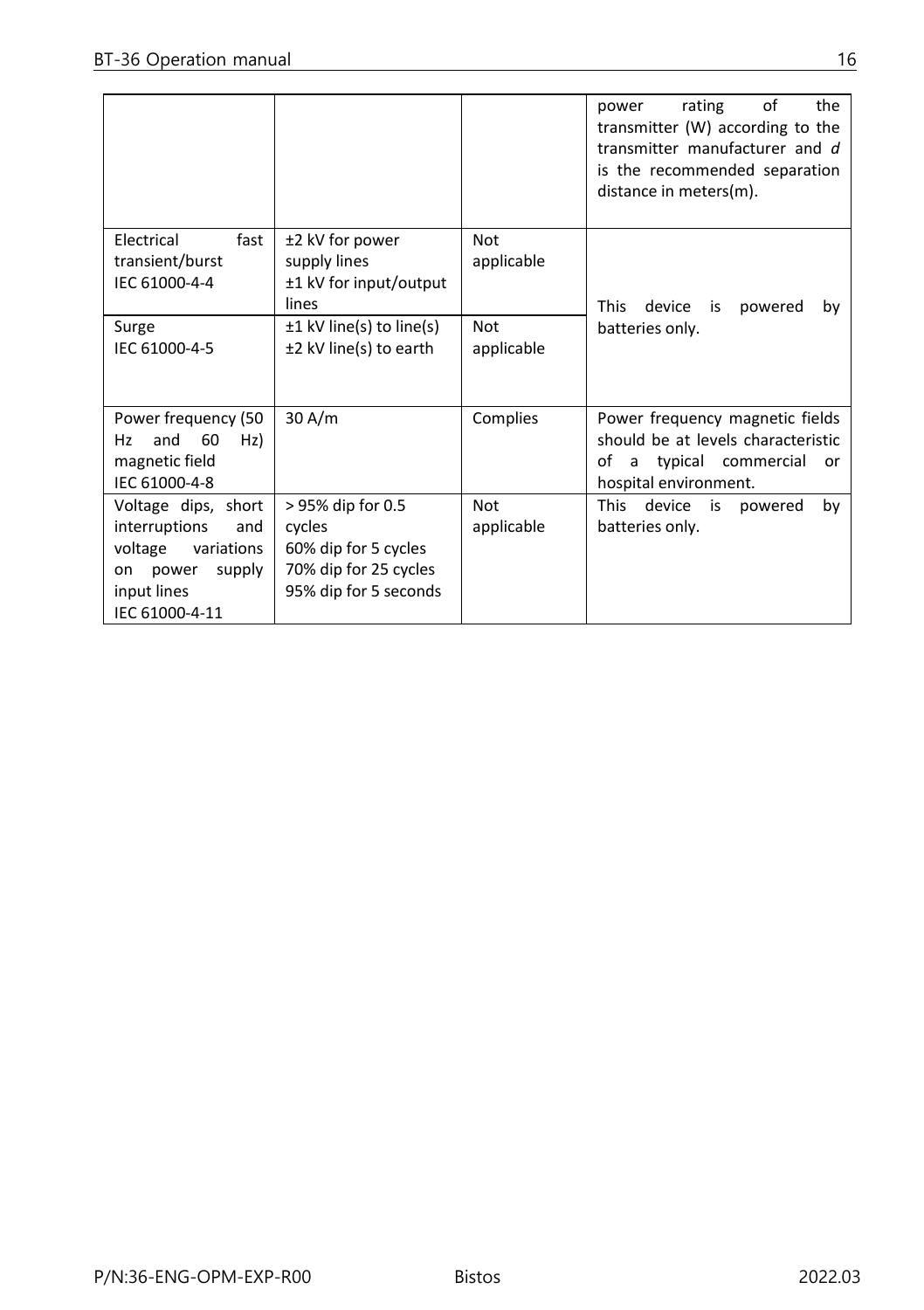| | | | power rating of the transmitter (W) according to the transmitter manufacturer and *d* is the recommended separation distance in meters(m). |
|---|---|---|---|
| Electrical fast transient/burst IEC 61000-4-4 | ±2 kV for power supply lines<br>±1 kV for input/output lines | Not applicable | This device is powered by batteries only. |
| Surge IEC 61000-4-5 | ±1 kV line(s) to line(s)<br>±2 kV line(s) to earth | Not applicable | |
| Power frequency (50 Hz and 60 Hz) magnetic field IEC 61000-4-8 | 30 A/m | Complies | Power frequency magnetic fields should be at levels characteristic of a typical commercial or hospital environment. |
| Voltage dips, short interruptions and voltage variations on power supply input lines IEC 61000-4-11 | > 95% dip for 0.5 cycles<br>60% dip for 5 cycles<br>70% dip for 25 cycles<br>95% dip for 5 seconds | Not applicable | This device is powered by batteries only. |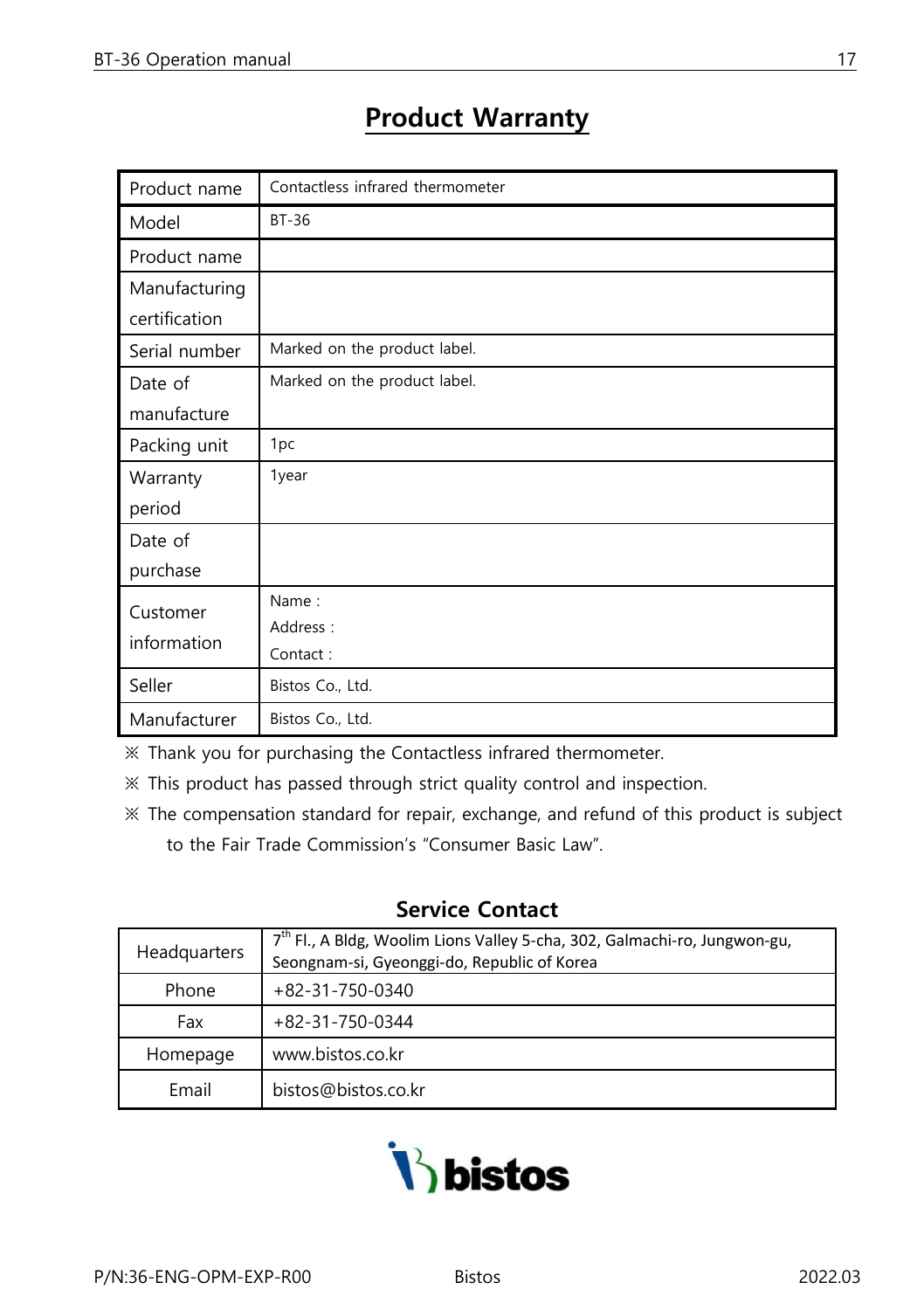# Product Warranty

| | |
|---|---|
| Product name | Contactless infrared thermometer |
| Model | BT-36 |
| Product name | |
| Manufacturing certification | |
| Serial number | Marked on the product label. |
| Date of manufacture | Marked on the product label. |
| Packing unit | 1pc |
| Warranty period | 1year |
| Date of purchase | |
| Customer information | Name :<br>Address :<br>Contact : |
| Seller | Bistos Co., Ltd. |
| Manufacturer | Bistos Co., Ltd. |

※ Thank you for purchasing the Contactless infrared thermometer.

※ This product has passed through strict quality control and inspection.

※ The compensation standard for repair, exchange, and refund of this product is subject to the Fair Trade Commission's "Consumer Basic Law".

## Service Contact

| | |
|---|---|
| Headquarters | 7th Fl., A Bldg, Woolim Lions Valley 5-cha, 302, Galmachi-ro, Jungwon-gu, Seongnam-si, Gyeonggi-do, Republic of Korea |
| Phone | +82-31-750-0340 |
| Fax | +82-31-750-0344 |
| Homepage | www.bistos.co.kr |
| Email | bistos@bistos.co.kr |

bistos

P/N:36-ENG-OPM-EXP-R00 Bistos 2022.03